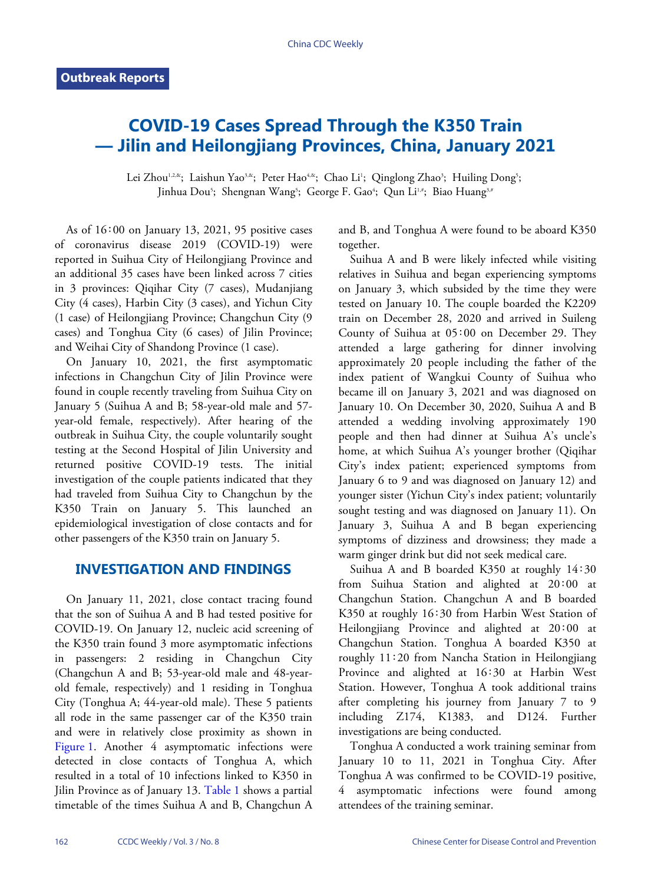Outbreak Reports

# COVID-19 Cases Spread Through the K350 Train — Jilin and Heilongjiang Provinces, China, January 2021

Lei Zhou[1,2,&]; Laishun Yao[3,&]; Peter Hao[4,&]; Chao Li[1]; Qinglong Zhao[3]; Huiling Dong[5]; Jinhua Dou[5]; Shengnan Wang[5]; George F. Gao[4]; Qun Li[1,#]; Biao Huang[3,#]

As of 16∶00 on January 13, 2021, 95 positive cases of coronavirus disease 2019 (COVID-19) were reported in Suihua City of Heilongjiang Province and an additional 35 cases have been linked across 7 cities in 3 provinces: Qiqihar City (7 cases), Mudanjiang City (4 cases), Harbin City (3 cases), and Yichun City (1 case) of Heilongjiang Province; Changchun City (9 cases) and Tonghua City (6 cases) of Jilin Province; and Weihai City of Shandong Province (1 case).

On January 10, 2021, the first asymptomatic infections in Changchun City of Jilin Province were found in couple recently traveling from Suihua City on January 5 (Suihua A and B; 58-year-old male and 57-year-old female, respectively). After hearing of the outbreak in Suihua City, the couple voluntarily sought testing at the Second Hospital of Jilin University and returned positive COVID-19 tests. The initial investigation of the couple patients indicated that they had traveled from Suihua City to Changchun by the K350 Train on January 5. This launched an epidemiological investigation of close contacts and for other passengers of the K350 train on January 5.

## INVESTIGATION AND FINDINGS

On January 11, 2021, close contact tracing found that the son of Suihua A and B had tested positive for COVID-19. On January 12, nucleic acid screening of the K350 train found 3 more asymptomatic infections in passengers: 2 residing in Changchun City (Changchun A and B; 53-year-old male and 48-year-old female, respectively) and 1 residing in Tonghua City (Tonghua A; 44-year-old male). These 5 patients all rode in the same passenger car of the K350 train and were in relatively close proximity as shown in Figure 1. Another 4 asymptomatic infections were detected in close contacts of Tonghua A, which resulted in a total of 10 infections linked to K350 in Jilin Province as of January 13. Table 1 shows a partial timetable of the times Suihua A and B, Changchun A and B, and Tonghua A were found to be aboard K350 together.

Suihua A and B were likely infected while visiting relatives in Suihua and began experiencing symptoms on January 3, which subsided by the time they were tested on January 10. The couple boarded the K2209 train on December 28, 2020 and arrived in Suileng County of Suihua at 05∶00 on December 29. They attended a large gathering for dinner involving approximately 20 people including the father of the index patient of Wangkui County of Suihua who became ill on January 3, 2021 and was diagnosed on January 10. On December 30, 2020, Suihua A and B attended a wedding involving approximately 190 people and then had dinner at Suihua A's uncle's home, at which Suihua A's younger brother (Qiqihar City's index patient; experienced symptoms from January 6 to 9 and was diagnosed on January 12) and younger sister (Yichun City's index patient; voluntarily sought testing and was diagnosed on January 11). On January 3, Suihua A and B began experiencing symptoms of dizziness and drowsiness; they made a warm ginger drink but did not seek medical care.

Suihua A and B boarded K350 at roughly 14∶30 from Suihua Station and alighted at 20∶00 at Changchun Station. Changchun A and B boarded K350 at roughly 16∶30 from Harbin West Station of Heilongjiang Province and alighted at 20∶00 at Changchun Station. Tonghua A boarded K350 at roughly 11∶20 from Nancha Station in Heilongjiang Province and alighted at 16∶30 at Harbin West Station. However, Tonghua A took additional trains after completing his journey from January 7 to 9 including Z174, K1383, and D124. Further investigations are being conducted.

Tonghua A conducted a work training seminar from January 10 to 11, 2021 in Tonghua City. After Tonghua A was confirmed to be COVID-19 positive, 4 asymptomatic infections were found among attendees of the training seminar.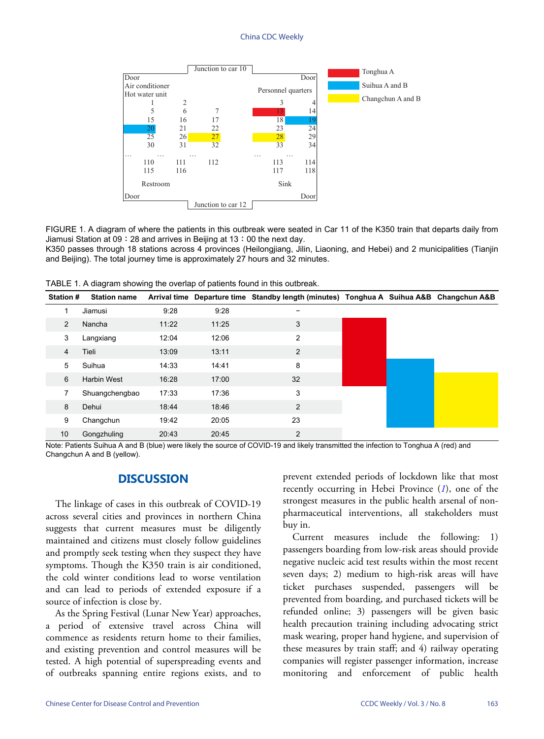| Door | | | | | Door |
|---|---|---|---|---|---|
| Air conditioner | | | | Personnel quarters | |
| Hot water unit | | | | | |
| 1 | 2 | | | 3 | 4 |
| 5 | 6 | 7 | | 13 | 14 |
| 15 | 16 | 17 | | 18 | 19 |
| 20 | 21 | 22 | | 23 | 24 |
| 25 | 26 | 27 | | 28 | 29 |
| 30 | 31 | 32 | | 33 | 34 |
| … | … | … | | … | … |
| 110 | 111 | 112 | | 113 | 114 |
| 115 | 116 | | | 117 | 118 |
| Restroom | | | | Sink | |
| Door | | | | | Door |

Junction to car 10 (top); Junction to car 12 (bottom).

Legend: Tonghua A (seat 13); Suihua A and B (seats 19, 20); Changchun A and B (seats 27, 28).

FIGURE 1. A diagram of where the patients in this outbreak were seated in Car 11 of the K350 train that departs daily from Jiamusi Station at 09：28 and arrives in Beijing at 13：00 the next day.
K350 passes through 18 stations across 4 provinces (Heilongjiang, Jilin, Liaoning, and Hebei) and 2 municipalities (Tianjin and Beijing). The total journey time is approximately 27 hours and 32 minutes.

TABLE 1. A diagram showing the overlap of patients found in this outbreak.

| Station # | Station name | Arrival time | Departure time | Standby length (minutes) | Tonghua A | Suihua A&B | Changchun A&B |
|---|---|---|---|---|---|---|---|
| 1 | Jiamusi | 9:28 | 9:28 | – | | | |
| 2 | Nancha | 11:22 | 11:25 | 3 | ■ | | |
| 3 | Langxiang | 12:04 | 12:06 | 2 | ■ | | |
| 4 | Tieli | 13:09 | 13:11 | 2 | ■ | | |
| 5 | Suihua | 14:33 | 14:41 | 8 | ■ | ■ | |
| 6 | Harbin West | 16:28 | 17:00 | 32 | ■ | ■ | ■ |
| 7 | Shuangchengbao | 17:33 | 17:36 | 3 | | ■ | ■ |
| 8 | Dehui | 18:44 | 18:46 | 2 | | ■ | ■ |
| 9 | Changchun | 19:42 | 20:05 | 23 | | ■ | ■ |
| 10 | Gongzhuling | 20:43 | 20:45 | 2 | | | |

Note: Patients Suihua A and B (blue) were likely the source of COVID-19 and likely transmitted the infection to Tonghua A (red) and Changchun A and B (yellow).

## DISCUSSION

The linkage of cases in this outbreak of COVID-19 across several cities and provinces in northern China suggests that current measures must be diligently maintained and citizens must closely follow guidelines and promptly seek testing when they suspect they have symptoms. Though the K350 train is air conditioned, the cold winter conditions lead to worse ventilation and can lead to periods of extended exposure if a source of infection is close by.

As the Spring Festival (Lunar New Year) approaches, a period of extensive travel across China will commence as residents return home to their families, and existing prevention and control measures will be tested. A high potential of superspreading events and of outbreaks spanning entire regions exists, and to prevent extended periods of lockdown like that most recently occurring in Hebei Province (*1*), one of the strongest measures in the public health arsenal of non-pharmaceutical interventions, all stakeholders must buy in.

Current measures include the following: 1) passengers boarding from low-risk areas should provide negative nucleic acid test results within the most recent seven days; 2) medium to high-risk areas will have ticket purchases suspended, passengers will be prevented from boarding, and purchased tickets will be refunded online; 3) passengers will be given basic health precaution training including advocating strict mask wearing, proper hand hygiene, and supervision of these measures by train staff; and 4) railway operating companies will register passenger information, increase monitoring and enforcement of public health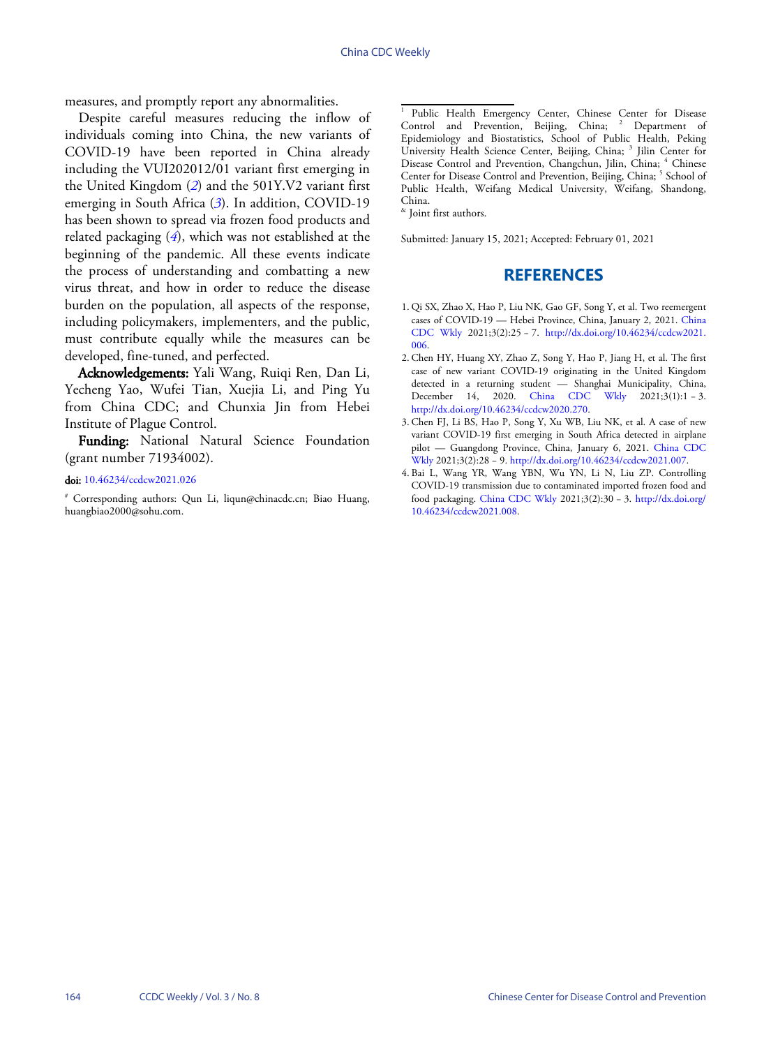measures, and promptly report any abnormalities.

Despite careful measures reducing the inflow of individuals coming into China, the new variants of COVID-19 have been reported in China already including the VUI202012/01 variant first emerging in the United Kingdom (*2*) and the 501Y.V2 variant first emerging in South Africa (*3*). In addition, COVID-19 has been shown to spread via frozen food products and related packaging (*4*), which was not established at the beginning of the pandemic. All these events indicate the process of understanding and combatting a new virus threat, and how in order to reduce the disease burden on the population, all aspects of the response, including policymakers, implementers, and the public, must contribute equally while the measures can be developed, fine-tuned, and perfected.

**Acknowledgements:** Yali Wang, Ruiqi Ren, Dan Li, Yecheng Yao, Wufei Tian, Xuejia Li, and Ping Yu from China CDC; and Chunxia Jin from Hebei Institute of Plague Control.

**Funding:** National Natural Science Foundation (grant number 71934002).

**doi:** 10.46234/ccdcw2021.026

[#] Corresponding authors: Qun Li, liqun@chinacdc.cn; Biao Huang, huangbiao2000@sohu.com.

---

[1] Public Health Emergency Center, Chinese Center for Disease Control and Prevention, Beijing, China; [2] Department of Epidemiology and Biostatistics, School of Public Health, Peking University Health Science Center, Beijing, China; [3] Jilin Center for Disease Control and Prevention, Changchun, Jilin, China; [4] Chinese Center for Disease Control and Prevention, Beijing, China; [5] School of Public Health, Weifang Medical University, Weifang, Shandong, China.

[&] Joint first authors.

Submitted: January 15, 2021; Accepted: February 01, 2021

## REFERENCES

1. Qi SX, Zhao X, Hao P, Liu NK, Gao GF, Song Y, et al. Two reemergent cases of COVID-19 — Hebei Province, China, January 2, 2021. China CDC Wkly 2021;3(2):25 – 7. http://dx.doi.org/10.46234/ccdcw2021.006.
2. Chen HY, Huang XY, Zhao Z, Song Y, Hao P, Jiang H, et al. The first case of new variant COVID-19 originating in the United Kingdom detected in a returning student — Shanghai Municipality, China, December 14, 2020. China CDC Wkly 2021;3(1):1 – 3. http://dx.doi.org/10.46234/ccdcw2020.270.
3. Chen FJ, Li BS, Hao P, Song Y, Xu WB, Liu NK, et al. A case of new variant COVID-19 first emerging in South Africa detected in airplane pilot — Guangdong Province, China, January 6, 2021. China CDC Wkly 2021;3(2):28 – 9. http://dx.doi.org/10.46234/ccdcw2021.007.
4. Bai L, Wang YR, Wang YBN, Wu YN, Li N, Liu ZP. Controlling COVID-19 transmission due to contaminated imported frozen food and food packaging. China CDC Wkly 2021;3(2):30 – 3. http://dx.doi.org/10.46234/ccdcw2021.008.